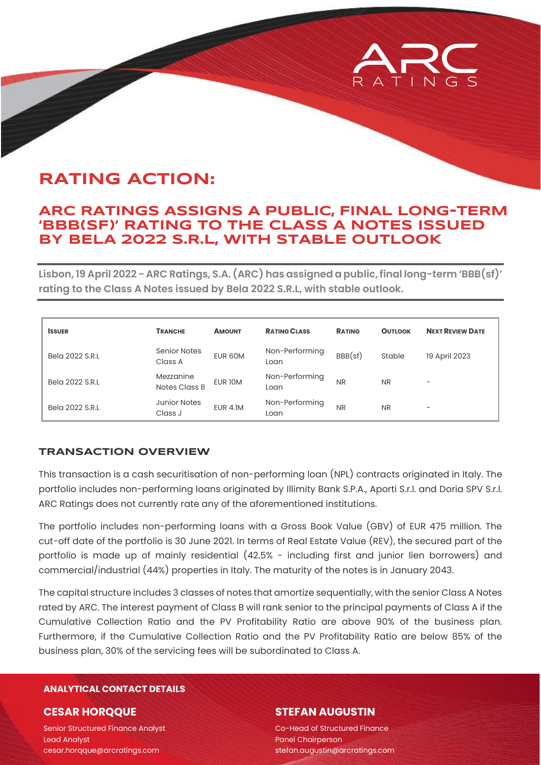# RATING ACTION:

## ARC RATINGS ASSIGNS A PUBLIC, FINAL LONG-TERM 'BBB(SF)' RATING TO THE CLASS A NOTES ISSUED BY BELA 2022 S.R.L, WITH STABLE OUTLOOK

**Lisbon, 19 April 2022 - ARC Ratings, S.A. (ARC) has assigned a public, final long-term 'BBB(sf)' rating to the Class A Notes issued by Bela 2022 S.R.L, with stable outlook.**

| ISSUER | TRANCHE | AMOUNT | RATING CLASS | RATING | OUTLOOK | NEXT REVIEW DATE |
|---|---|---|---|---|---|---|
| Bela 2022 S.R.L | Senior Notes Class A | EUR 60M | Non-Performing Loan | BBB(sf) | Stable | 19 April 2023 |
| Bela 2022 S.R.L | Mezzanine Notes Class B | EUR 10M | Non-Performing Loan | NR | NR | - |
| Bela 2022 S.R.L | Junior Notes Class J | EUR 4.1M | Non-Performing Loan | NR | NR | - |

### TRANSACTION OVERVIEW

This transaction is a cash securitisation of non-performing loan (NPL) contracts originated in Italy. The portfolio includes non-performing loans originated by Illimity Bank S.P.A., Aporti S.r.l. and Doria SPV S.r.l. ARC Ratings does not currently rate any of the aforementioned institutions.

The portfolio includes non-performing loans with a Gross Book Value (GBV) of EUR 475 million. The cut-off date of the portfolio is 30 June 2021. In terms of Real Estate Value (REV), the secured part of the portfolio is made up of mainly residential (42.5% - including first and junior lien borrowers) and commercial/industrial (44%) properties in Italy. The maturity of the notes is in January 2043.

The capital structure includes 3 classes of notes that amortize sequentially, with the senior Class A Notes rated by ARC. The interest payment of Class B will rank senior to the principal payments of Class A if the Cumulative Collection Ratio and the PV Profitability Ratio are above 90% of the business plan. Furthermore, if the Cumulative Collection Ratio and the PV Profitability Ratio are below 85% of the business plan, 30% of the servicing fees will be subordinated to Class A.

**ANALYTICAL CONTACT DETAILS**

**CESAR HORQQUE**

Senior Structured Finance Analyst
Lead Analyst
cesar.horqque@arcratings.com

**STEFAN AUGUSTIN**

Co-Head of Structured Finance
Panel Chairperson
stefan.augustin@arcratings.com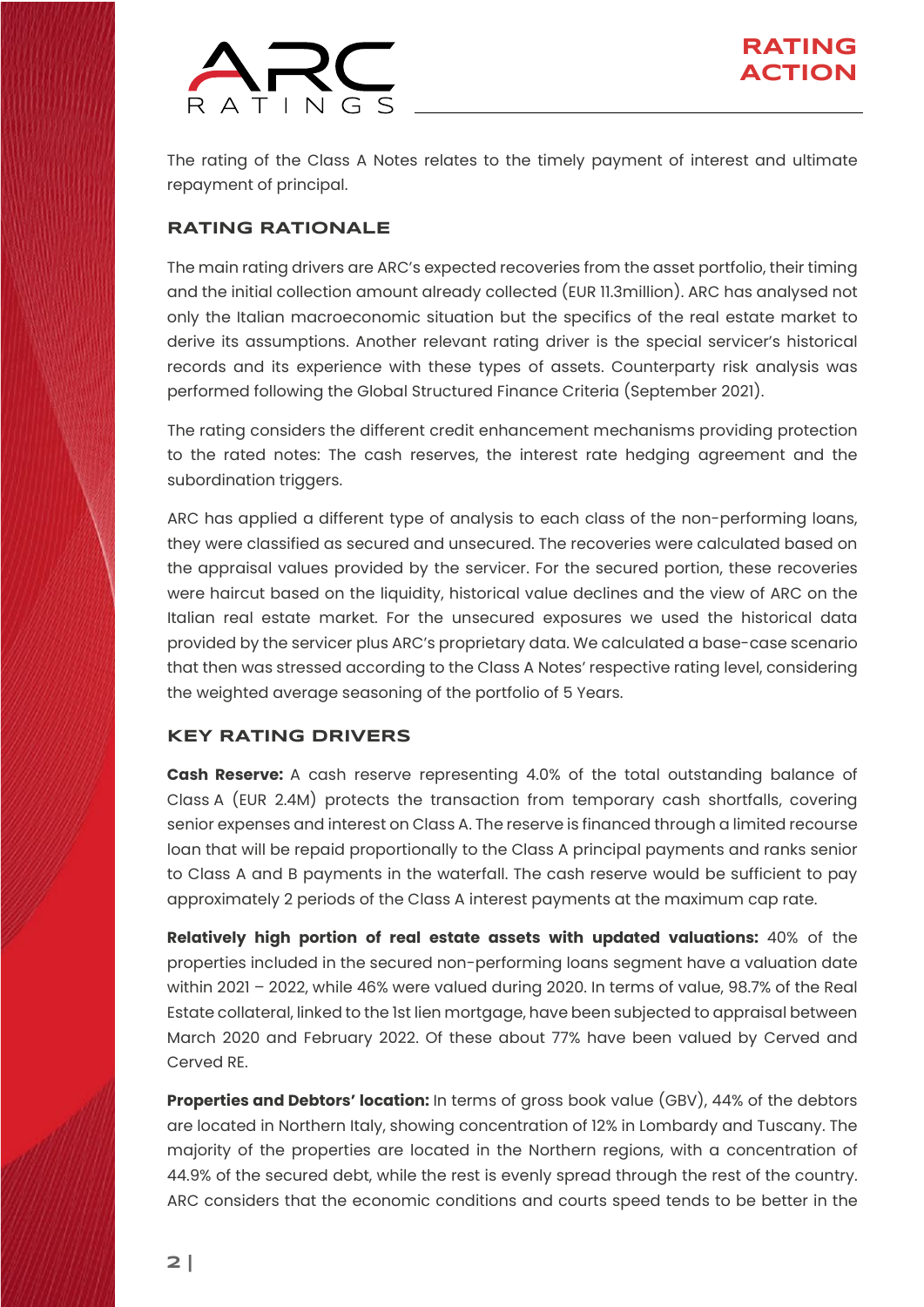The rating of the Class A Notes relates to the timely payment of interest and ultimate repayment of principal.

## RATING RATIONALE

The main rating drivers are ARC's expected recoveries from the asset portfolio, their timing and the initial collection amount already collected (EUR 11.3million). ARC has analysed not only the Italian macroeconomic situation but the specifics of the real estate market to derive its assumptions. Another relevant rating driver is the special servicer's historical records and its experience with these types of assets. Counterparty risk analysis was performed following the Global Structured Finance Criteria (September 2021).

The rating considers the different credit enhancement mechanisms providing protection to the rated notes: The cash reserves, the interest rate hedging agreement and the subordination triggers.

ARC has applied a different type of analysis to each class of the non-performing loans, they were classified as secured and unsecured. The recoveries were calculated based on the appraisal values provided by the servicer. For the secured portion, these recoveries were haircut based on the liquidity, historical value declines and the view of ARC on the Italian real estate market. For the unsecured exposures we used the historical data provided by the servicer plus ARC's proprietary data. We calculated a base-case scenario that then was stressed according to the Class A Notes' respective rating level, considering the weighted average seasoning of the portfolio of 5 Years.

## KEY RATING DRIVERS

**Cash Reserve:** A cash reserve representing 4.0% of the total outstanding balance of Class A (EUR 2.4M) protects the transaction from temporary cash shortfalls, covering senior expenses and interest on Class A. The reserve is financed through a limited recourse loan that will be repaid proportionally to the Class A principal payments and ranks senior to Class A and B payments in the waterfall. The cash reserve would be sufficient to pay approximately 2 periods of the Class A interest payments at the maximum cap rate.

**Relatively high portion of real estate assets with updated valuations:** 40% of the properties included in the secured non-performing loans segment have a valuation date within 2021 – 2022, while 46% were valued during 2020. In terms of value, 98.7% of the Real Estate collateral, linked to the 1st lien mortgage, have been subjected to appraisal between March 2020 and February 2022. Of these about 77% have been valued by Cerved and Cerved RE.

**Properties and Debtors' location:** In terms of gross book value (GBV), 44% of the debtors are located in Northern Italy, showing concentration of 12% in Lombardy and Tuscany. The majority of the properties are located in the Northern regions, with a concentration of 44.9% of the secured debt, while the rest is evenly spread through the rest of the country. ARC considers that the economic conditions and courts speed tends to be better in the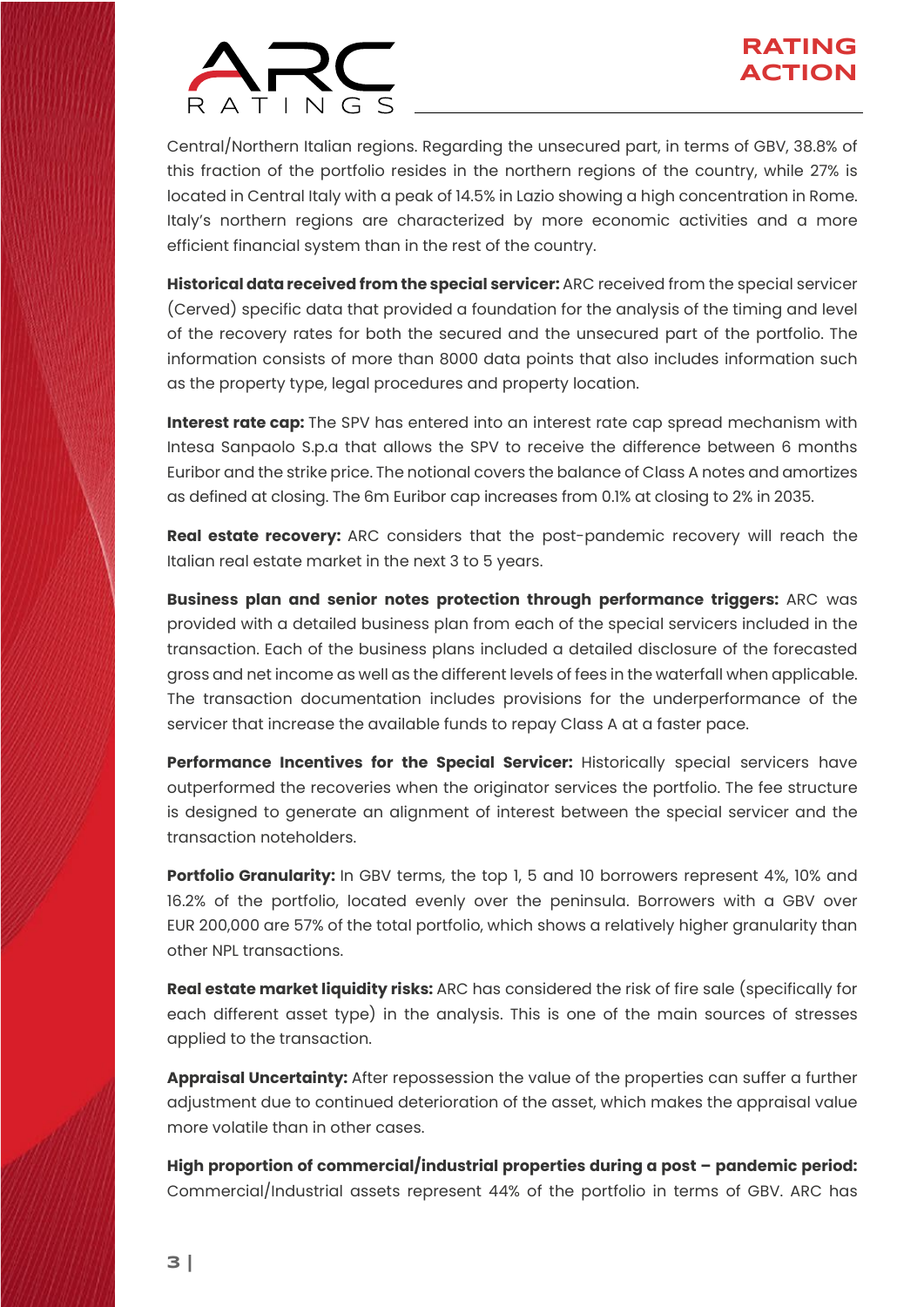Central/Northern Italian regions. Regarding the unsecured part, in terms of GBV, 38.8% of this fraction of the portfolio resides in the northern regions of the country, while 27% is located in Central Italy with a peak of 14.5% in Lazio showing a high concentration in Rome. Italy's northern regions are characterized by more economic activities and a more efficient financial system than in the rest of the country.

**Historical data received from the special servicer:** ARC received from the special servicer (Cerved) specific data that provided a foundation for the analysis of the timing and level of the recovery rates for both the secured and the unsecured part of the portfolio. The information consists of more than 8000 data points that also includes information such as the property type, legal procedures and property location.

**Interest rate cap:** The SPV has entered into an interest rate cap spread mechanism with Intesa Sanpaolo S.p.a that allows the SPV to receive the difference between 6 months Euribor and the strike price. The notional covers the balance of Class A notes and amortizes as defined at closing. The 6m Euribor cap increases from 0.1% at closing to 2% in 2035.

**Real estate recovery:** ARC considers that the post-pandemic recovery will reach the Italian real estate market in the next 3 to 5 years.

**Business plan and senior notes protection through performance triggers:** ARC was provided with a detailed business plan from each of the special servicers included in the transaction. Each of the business plans included a detailed disclosure of the forecasted gross and net income as well as the different levels of fees in the waterfall when applicable. The transaction documentation includes provisions for the underperformance of the servicer that increase the available funds to repay Class A at a faster pace.

**Performance Incentives for the Special Servicer:** Historically special servicers have outperformed the recoveries when the originator services the portfolio. The fee structure is designed to generate an alignment of interest between the special servicer and the transaction noteholders.

**Portfolio Granularity:** In GBV terms, the top 1, 5 and 10 borrowers represent 4%, 10% and 16.2% of the portfolio, located evenly over the peninsula. Borrowers with a GBV over EUR 200,000 are 57% of the total portfolio, which shows a relatively higher granularity than other NPL transactions.

**Real estate market liquidity risks:** ARC has considered the risk of fire sale (specifically for each different asset type) in the analysis. This is one of the main sources of stresses applied to the transaction.

**Appraisal Uncertainty:** After repossession the value of the properties can suffer a further adjustment due to continued deterioration of the asset, which makes the appraisal value more volatile than in other cases.

**High proportion of commercial/industrial properties during a post – pandemic period:** Commercial/Industrial assets represent 44% of the portfolio in terms of GBV. ARC has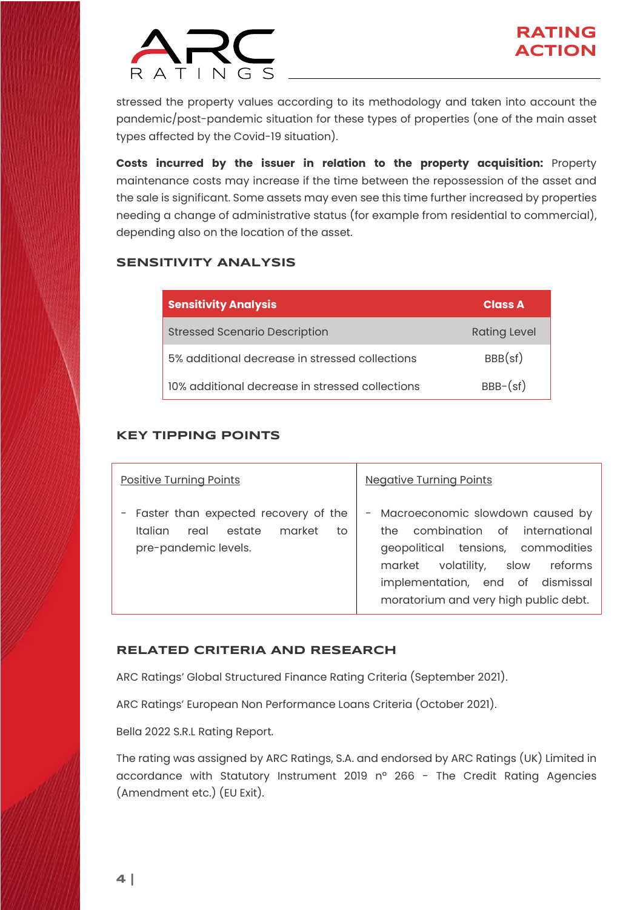stressed the property values according to its methodology and taken into account the pandemic/post-pandemic situation for these types of properties (one of the main asset types affected by the Covid-19 situation).

**Costs incurred by the issuer in relation to the property acquisition:** Property maintenance costs may increase if the time between the repossession of the asset and the sale is significant. Some assets may even see this time further increased by properties needing a change of administrative status (for example from residential to commercial), depending also on the location of the asset.

## SENSITIVITY ANALYSIS

| Sensitivity Analysis | Class A |
|---|---|
| Stressed Scenario Description | Rating Level |
| 5% additional decrease in stressed collections | BBB(sf) |
| 10% additional decrease in stressed collections | BBB-(sf) |

## KEY TIPPING POINTS

| Positive Turning Points | Negative Turning Points |
|---|---|
| - Faster than expected recovery of the Italian real estate market to pre-pandemic levels. | - Macroeconomic slowdown caused by the combination of international geopolitical tensions, commodities market volatility, slow reforms implementation, end of dismissal moratorium and very high public debt. |

## RELATED CRITERIA AND RESEARCH

ARC Ratings' Global Structured Finance Rating Criteria (September 2021).

ARC Ratings' European Non Performance Loans Criteria (October 2021).

Bella 2022 S.R.L Rating Report.

The rating was assigned by ARC Ratings, S.A. and endorsed by ARC Ratings (UK) Limited in accordance with Statutory Instrument 2019 nº 266 - The Credit Rating Agencies (Amendment etc.) (EU Exit).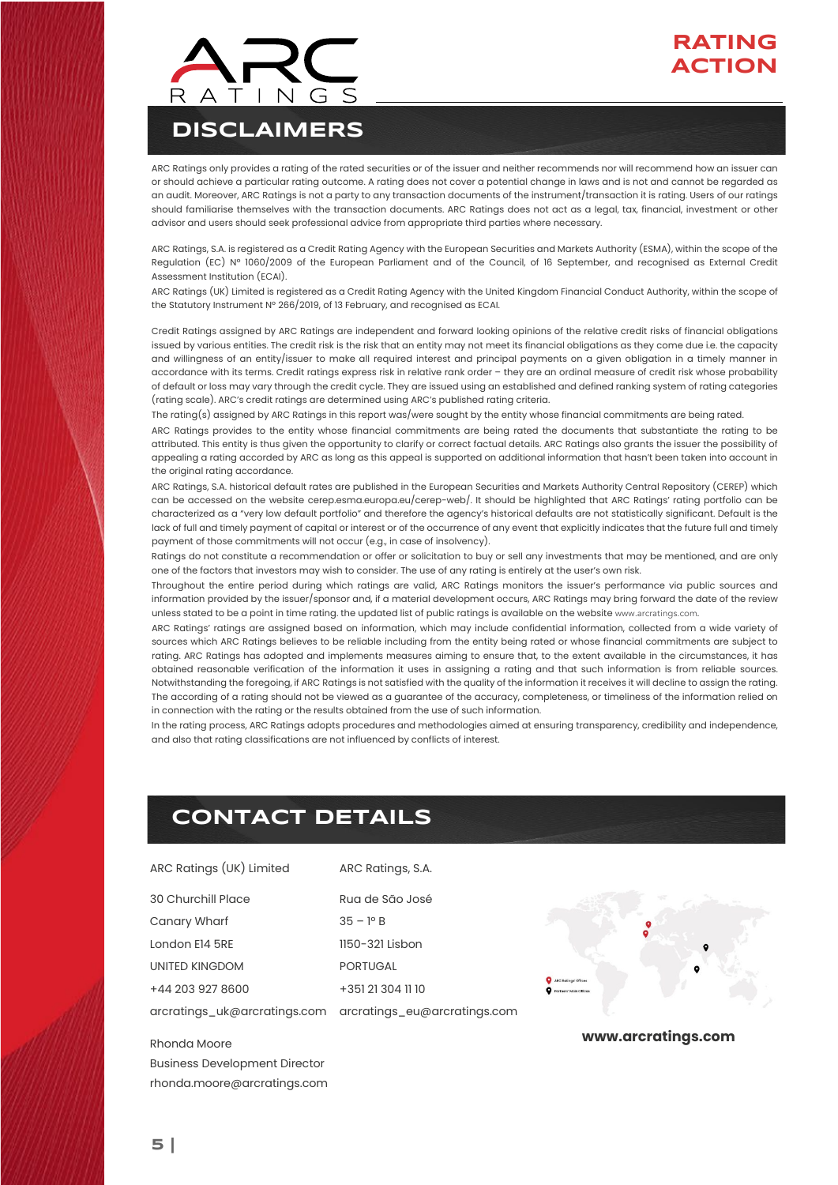# DISCLAIMERS

ARC Ratings only provides a rating of the rated securities or of the issuer and neither recommends nor will recommend how an issuer can or should achieve a particular rating outcome. A rating does not cover a potential change in laws and is not and cannot be regarded as an audit. Moreover, ARC Ratings is not a party to any transaction documents of the instrument/transaction it is rating. Users of our ratings should familiarise themselves with the transaction documents. ARC Ratings does not act as a legal, tax, financial, investment or other advisor and users should seek professional advice from appropriate third parties where necessary.

ARC Ratings, S.A. is registered as a Credit Rating Agency with the European Securities and Markets Authority (ESMA), within the scope of the Regulation (EC) Nº 1060/2009 of the European Parliament and of the Council, of 16 September, and recognised as External Credit Assessment Institution (ECAI).

ARC Ratings (UK) Limited is registered as a Credit Rating Agency with the United Kingdom Financial Conduct Authority, within the scope of the Statutory Instrument Nº 266/2019, of 13 February, and recognised as ECAI.

Credit Ratings assigned by ARC Ratings are independent and forward looking opinions of the relative credit risks of financial obligations issued by various entities. The credit risk is the risk that an entity may not meet its financial obligations as they come due i.e. the capacity and willingness of an entity/issuer to make all required interest and principal payments on a given obligation in a timely manner in accordance with its terms. Credit ratings express risk in relative rank order – they are an ordinal measure of credit risk whose probability of default or loss may vary through the credit cycle. They are issued using an established and defined ranking system of rating categories (rating scale). ARC's credit ratings are determined using ARC's published rating criteria.

The rating(s) assigned by ARC Ratings in this report was/were sought by the entity whose financial commitments are being rated.

ARC Ratings provides to the entity whose financial commitments are being rated the documents that substantiate the rating to be attributed. This entity is thus given the opportunity to clarify or correct factual details. ARC Ratings also grants the issuer the possibility of appealing a rating accorded by ARC as long as this appeal is supported on additional information that hasn't been taken into account in the original rating accordance.

ARC Ratings, S.A. historical default rates are published in the European Securities and Markets Authority Central Repository (CEREP) which can be accessed on the website cerep.esma.europa.eu/cerep-web/. It should be highlighted that ARC Ratings' rating portfolio can be characterized as a "very low default portfolio" and therefore the agency's historical defaults are not statistically significant. Default is the lack of full and timely payment of capital or interest or of the occurrence of any event that explicitly indicates that the future full and timely payment of those commitments will not occur (e.g., in case of insolvency).

Ratings do not constitute a recommendation or offer or solicitation to buy or sell any investments that may be mentioned, and are only one of the factors that investors may wish to consider. The use of any rating is entirely at the user's own risk.

Throughout the entire period during which ratings are valid, ARC Ratings monitors the issuer's performance via public sources and information provided by the issuer/sponsor and, if a material development occurs, ARC Ratings may bring forward the date of the review unless stated to be a point in time rating. the updated list of public ratings is available on the website www.arcratings.com.

ARC Ratings' ratings are assigned based on information, which may include confidential information, collected from a wide variety of sources which ARC Ratings believes to be reliable including from the entity being rated or whose financial commitments are subject to rating. ARC Ratings has adopted and implements measures aiming to ensure that, to the extent available in the circumstances, it has obtained reasonable verification of the information it uses in assigning a rating and that such information is from reliable sources. Notwithstanding the foregoing, if ARC Ratings is not satisfied with the quality of the information it receives it will decline to assign the rating. The according of a rating should not be viewed as a guarantee of the accuracy, completeness, or timeliness of the information relied on in connection with the rating or the results obtained from the use of such information.

In the rating process, ARC Ratings adopts procedures and methodologies aimed at ensuring transparency, credibility and independence, and also that rating classifications are not influenced by conflicts of interest.

# CONTACT DETAILS

ARC Ratings (UK) Limited
30 Churchill Place
Canary Wharf
London E14 5RE
UNITED KINGDOM
+44 203 927 8600
arcratings_uk@arcratings.com

ARC Ratings, S.A.
Rua de São José
35 – 1º B
1150-321 Lisbon
PORTUGAL
+351 21 304 11 10
arcratings_eu@arcratings.com

Rhonda Moore
Business Development Director
rhonda.moore@arcratings.com

ARC Ratings' Offices
Partners' Main Offices

**www.arcratings.com**